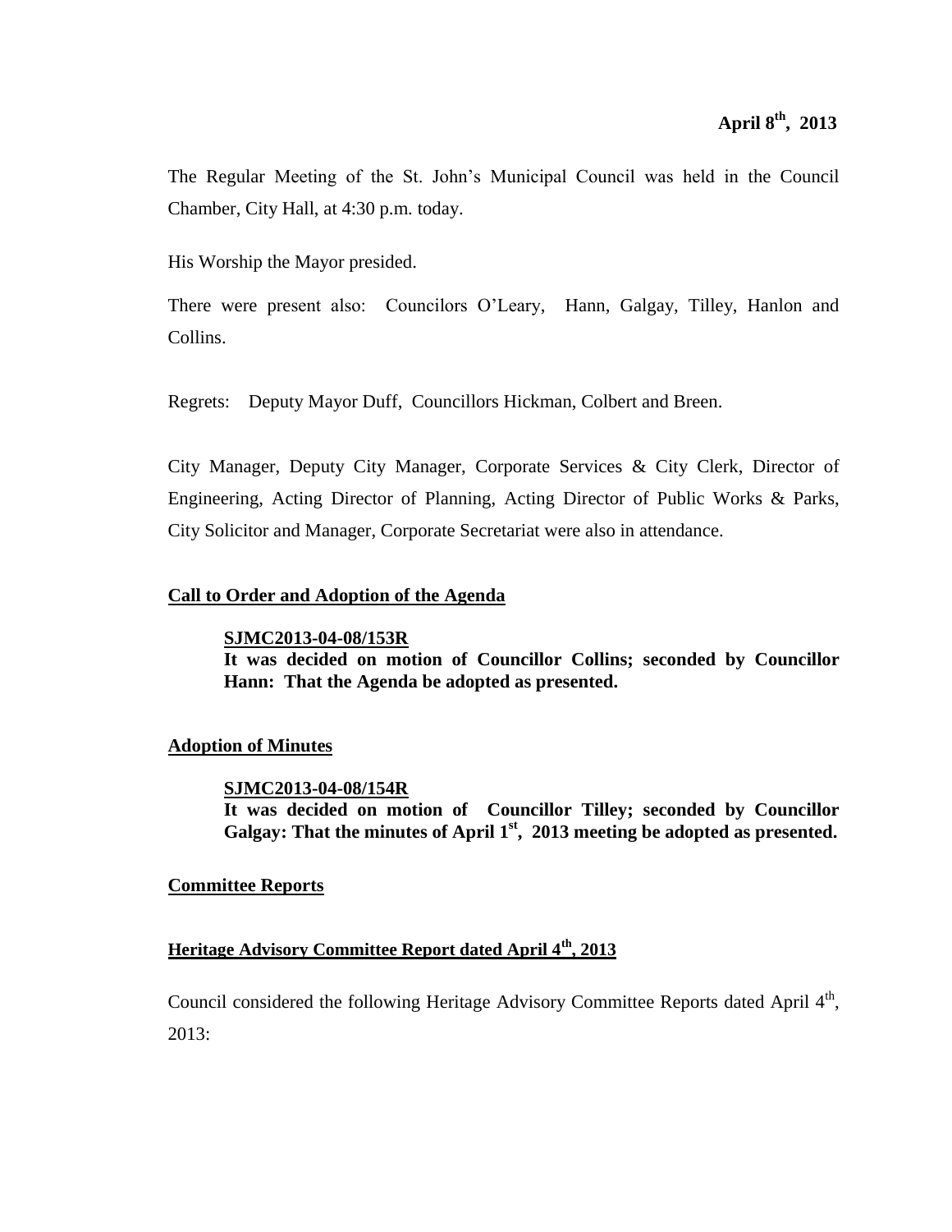**April 8th, 2013**

The Regular Meeting of the St. John's Municipal Council was held in the Council Chamber, City Hall, at 4:30 p.m. today.

His Worship the Mayor presided.

There were present also: Councilors O'Leary, Hann, Galgay, Tilley, Hanlon and Collins.

Regrets: Deputy Mayor Duff, Councillors Hickman, Colbert and Breen.

City Manager, Deputy City Manager, Corporate Services & City Clerk, Director of Engineering, Acting Director of Planning, Acting Director of Public Works & Parks, City Solicitor and Manager, Corporate Secretariat were also in attendance.

## Call to Order and Adoption of the Agenda

**SJMC2013-04-08/153R**
**It was decided on motion of Councillor Collins; seconded by Councillor Hann: That the Agenda be adopted as presented.**

## Adoption of Minutes

**SJMC2013-04-08/154R**
**It was decided on motion of Councillor Tilley; seconded by Councillor Galgay: That the minutes of April 1st, 2013 meeting be adopted as presented.**

## Committee Reports

### Heritage Advisory Committee Report dated April 4th, 2013

Council considered the following Heritage Advisory Committee Reports dated April 4th, 2013: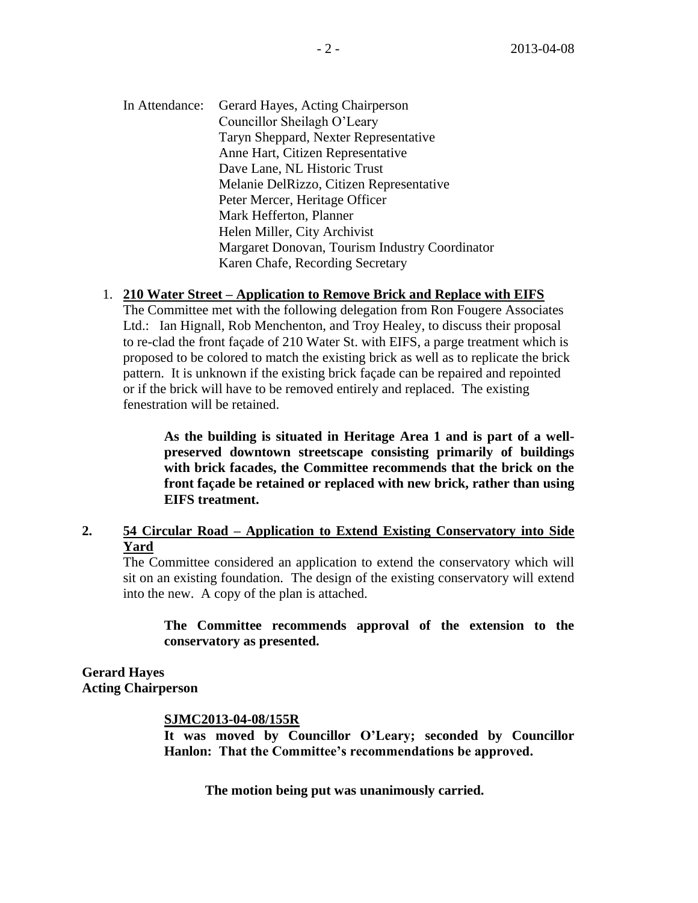In Attendance: Gerard Hayes, Acting Chairperson
Councillor Sheilagh O'Leary
Taryn Sheppard, Nexter Representative
Anne Hart, Citizen Representative
Dave Lane, NL Historic Trust
Melanie DelRizzo, Citizen Representative
Peter Mercer, Heritage Officer
Mark Hefferton, Planner
Helen Miller, City Archivist
Margaret Donovan, Tourism Industry Coordinator
Karen Chafe, Recording Secretary

1. **210 Water Street – Application to Remove Brick and Replace with EIFS**

   The Committee met with the following delegation from Ron Fougere Associates Ltd.: Ian Hignall, Rob Menchenton, and Troy Healey, to discuss their proposal to re-clad the front façade of 210 Water St. with EIFS, a parge treatment which is proposed to be colored to match the existing brick as well as to replicate the brick pattern. It is unknown if the existing brick façade can be repaired and repointed or if the brick will have to be removed entirely and replaced. The existing fenestration will be retained.

   **As the building is situated in Heritage Area 1 and is part of a well-preserved downtown streetscape consisting primarily of buildings with brick facades, the Committee recommends that the brick on the front façade be retained or replaced with new brick, rather than using EIFS treatment.**

2. **54 Circular Road – Application to Extend Existing Conservatory into Side Yard**

   The Committee considered an application to extend the conservatory which will sit on an existing foundation. The design of the existing conservatory will extend into the new. A copy of the plan is attached.

   **The Committee recommends approval of the extension to the conservatory as presented.**

**Gerard Hayes**
**Acting Chairperson**

**SJMC2013-04-08/155R**

**It was moved by Councillor O'Leary; seconded by Councillor Hanlon: That the Committee's recommendations be approved.**

**The motion being put was unanimously carried.**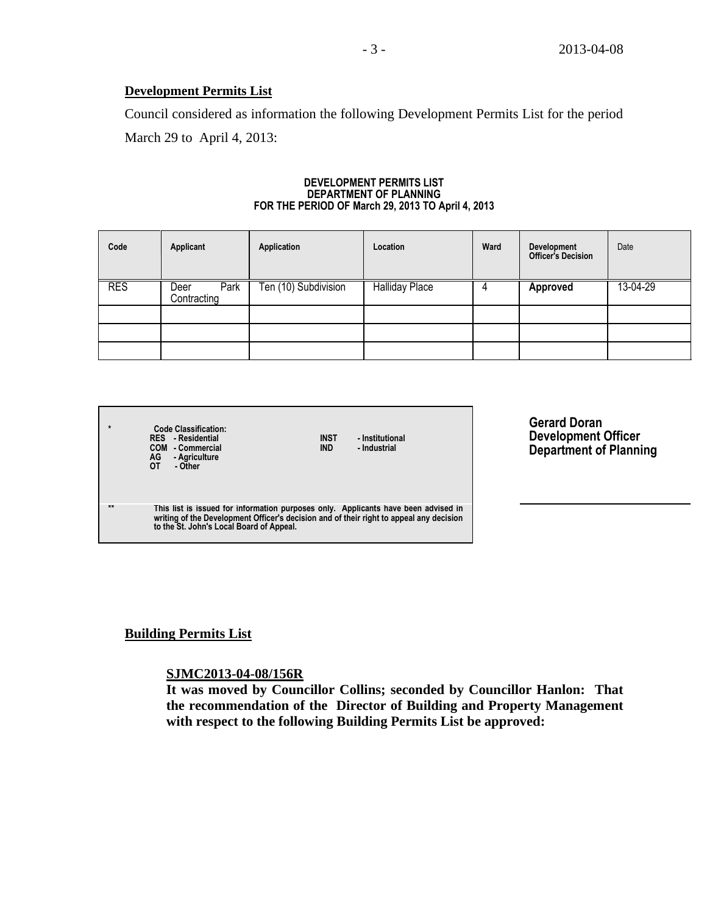**Development Permits List**

Council considered as information the following Development Permits List for the period March 29 to April 4, 2013:

**DEVELOPMENT PERMITS LIST**
**DEPARTMENT OF PLANNING**
**FOR THE PERIOD OF March 29, 2013 TO April 4, 2013**

| Code | Applicant | Application | Location | Ward | Development Officer's Decision | Date |
|---|---|---|---|---|---|---|
| RES | Deer Park Contracting | Ten (10) Subdivision | Halliday Place | 4 | **Approved** | 13-04-29 |
| | | | | | | |
| | | | | | | |
| | | | | | | |

| | | |
|---|---|---|
| * | **Code Classification:**<br>**RES - Residential**<br>**COM - Commercial**<br>**AG - Agriculture**<br>**OT - Other** | **INST - Institutional**<br>**IND - Industrial** |
| ** | **This list is issued for information purposes only. Applicants have been advised in writing of the Development Officer's decision and of their right to appeal any decision to the St. John's Local Board of Appeal.** | |

**Gerard Doran**
**Development Officer**
**Department of Planning**

**Building Permits List**

**SJMC2013-04-08/156R**
**It was moved by Councillor Collins; seconded by Councillor Hanlon: That the recommendation of the Director of Building and Property Management with respect to the following Building Permits List be approved:**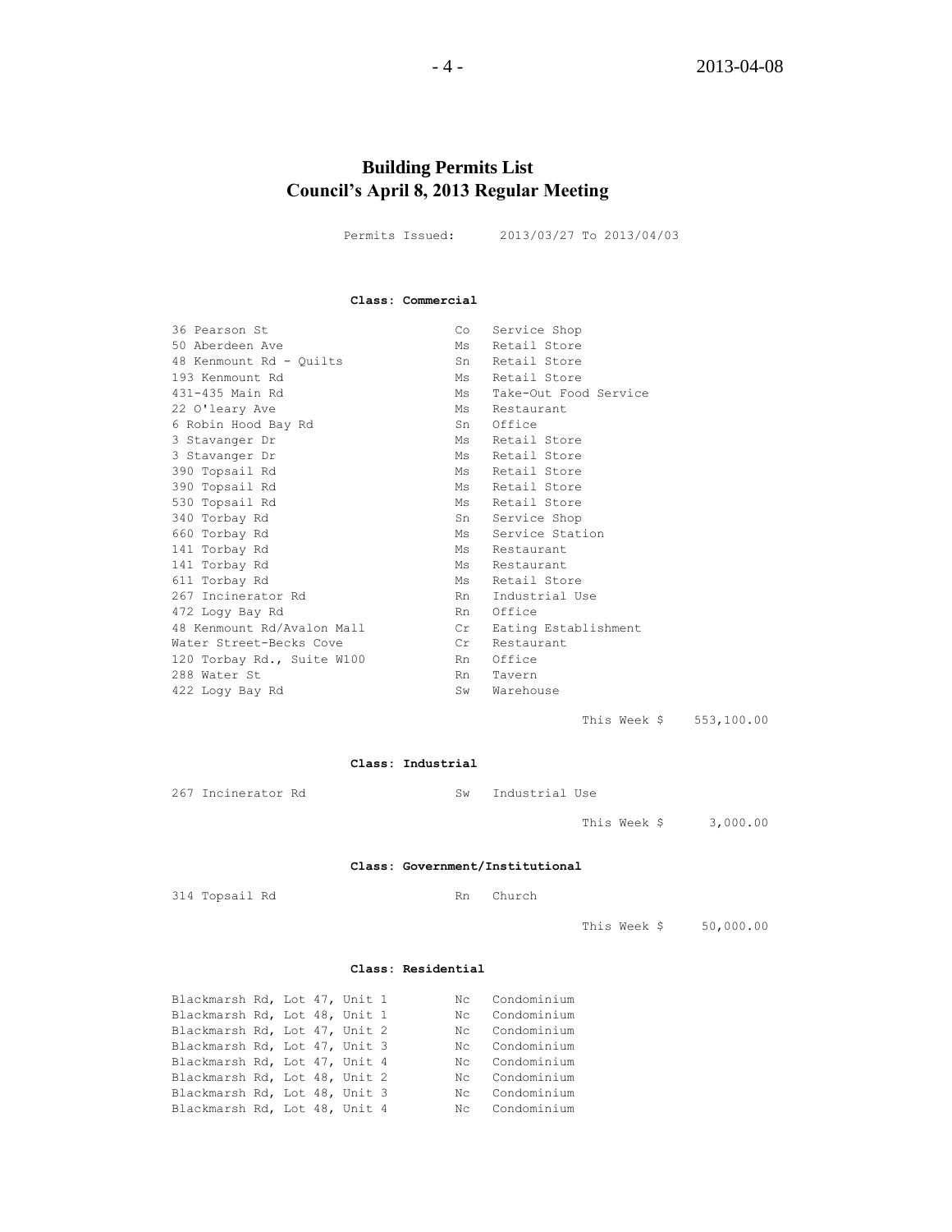## Building Permits List
## Council's April 8, 2013 Regular Meeting

Permits Issued: 2013/03/27 To 2013/04/03

**Class: Commercial**

| | | |
|---|---|---|
| 36 Pearson St | Co | Service Shop |
| 50 Aberdeen Ave | Ms | Retail Store |
| 48 Kenmount Rd - Quilts | Sn | Retail Store |
| 193 Kenmount Rd | Ms | Retail Store |
| 431-435 Main Rd | Ms | Take-Out Food Service |
| 22 O'leary Ave | Ms | Restaurant |
| 6 Robin Hood Bay Rd | Sn | Office |
| 3 Stavanger Dr | Ms | Retail Store |
| 3 Stavanger Dr | Ms | Retail Store |
| 390 Topsail Rd | Ms | Retail Store |
| 390 Topsail Rd | Ms | Retail Store |
| 530 Topsail Rd | Ms | Retail Store |
| 340 Torbay Rd | Sn | Service Shop |
| 660 Torbay Rd | Ms | Service Station |
| 141 Torbay Rd | Ms | Restaurant |
| 141 Torbay Rd | Ms | Restaurant |
| 611 Torbay Rd | Ms | Retail Store |
| 267 Incinerator Rd | Rn | Industrial Use |
| 472 Logy Bay Rd | Rn | Office |
| 48 Kenmount Rd/Avalon Mall | Cr | Eating Establishment |
| Water Street-Becks Cove | Cr | Restaurant |
| 120 Torbay Rd., Suite W100 | Rn | Office |
| 288 Water St | Rn | Tavern |
| 422 Logy Bay Rd | Sw | Warehouse |

This Week $ 553,100.00

**Class: Industrial**

| | | |
|---|---|---|
| 267 Incinerator Rd | Sw | Industrial Use |

This Week $ 3,000.00

**Class: Government/Institutional**

| | | |
|---|---|---|
| 314 Topsail Rd | Rn | Church |

This Week $ 50,000.00

**Class: Residential**

| | | |
|---|---|---|
| Blackmarsh Rd, Lot 47, Unit 1 | Nc | Condominium |
| Blackmarsh Rd, Lot 48, Unit 1 | Nc | Condominium |
| Blackmarsh Rd, Lot 47, Unit 2 | Nc | Condominium |
| Blackmarsh Rd, Lot 47, Unit 3 | Nc | Condominium |
| Blackmarsh Rd, Lot 47, Unit 4 | Nc | Condominium |
| Blackmarsh Rd, Lot 48, Unit 2 | Nc | Condominium |
| Blackmarsh Rd, Lot 48, Unit 3 | Nc | Condominium |
| Blackmarsh Rd, Lot 48, Unit 4 | Nc | Condominium |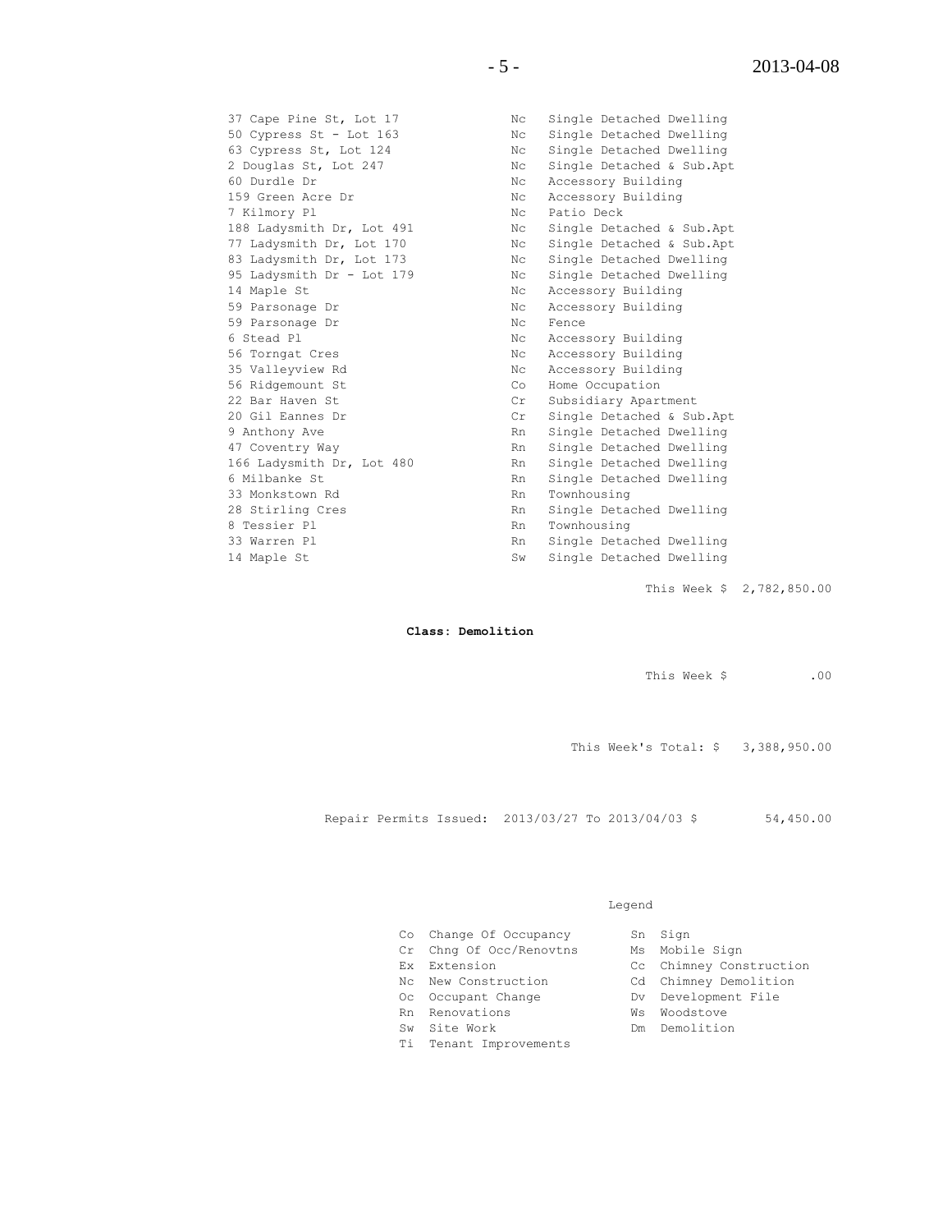| | | |
|---|---|---|
| 37 Cape Pine St, Lot 17 | Nc | Single Detached Dwelling |
| 50 Cypress St - Lot 163 | Nc | Single Detached Dwelling |
| 63 Cypress St, Lot 124 | Nc | Single Detached Dwelling |
| 2 Douglas St, Lot 247 | Nc | Single Detached & Sub.Apt |
| 60 Durdle Dr | Nc | Accessory Building |
| 159 Green Acre Dr | Nc | Accessory Building |
| 7 Kilmory Pl | Nc | Patio Deck |
| 188 Ladysmith Dr, Lot 491 | Nc | Single Detached & Sub.Apt |
| 77 Ladysmith Dr, Lot 170 | Nc | Single Detached & Sub.Apt |
| 83 Ladysmith Dr, Lot 173 | Nc | Single Detached Dwelling |
| 95 Ladysmith Dr - Lot 179 | Nc | Single Detached Dwelling |
| 14 Maple St | Nc | Accessory Building |
| 59 Parsonage Dr | Nc | Accessory Building |
| 59 Parsonage Dr | Nc | Fence |
| 6 Stead Pl | Nc | Accessory Building |
| 56 Torngat Cres | Nc | Accessory Building |
| 35 Valleyview Rd | Nc | Accessory Building |
| 56 Ridgemount St | Co | Home Occupation |
| 22 Bar Haven St | Cr | Subsidiary Apartment |
| 20 Gil Eannes Dr | Cr | Single Detached & Sub.Apt |
| 9 Anthony Ave | Rn | Single Detached Dwelling |
| 47 Coventry Way | Rn | Single Detached Dwelling |
| 166 Ladysmith Dr, Lot 480 | Rn | Single Detached Dwelling |
| 6 Milbanke St | Rn | Single Detached Dwelling |
| 33 Monkstown Rd | Rn | Townhousing |
| 28 Stirling Cres | Rn | Single Detached Dwelling |
| 8 Tessier Pl | Rn | Townhousing |
| 33 Warren Pl | Rn | Single Detached Dwelling |
| 14 Maple St | Sw | Single Detached Dwelling |

This Week $ 2,782,850.00

**Class: Demolition**

This Week $ .00

This Week's Total: $ 3,388,950.00

Repair Permits Issued: 2013/03/27 To 2013/04/03 $ 54,450.00

Legend

| | | | |
|---|---|---|---|
| Co | Change Of Occupancy | Sn | Sign |
| Cr | Chng Of Occ/Renovtns | Ms | Mobile Sign |
| Ex | Extension | Cc | Chimney Construction |
| Nc | New Construction | Cd | Chimney Demolition |
| Oc | Occupant Change | Dv | Development File |
| Rn | Renovations | Ws | Woodstove |
| Sw | Site Work | Dm | Demolition |
| Ti | Tenant Improvements | | |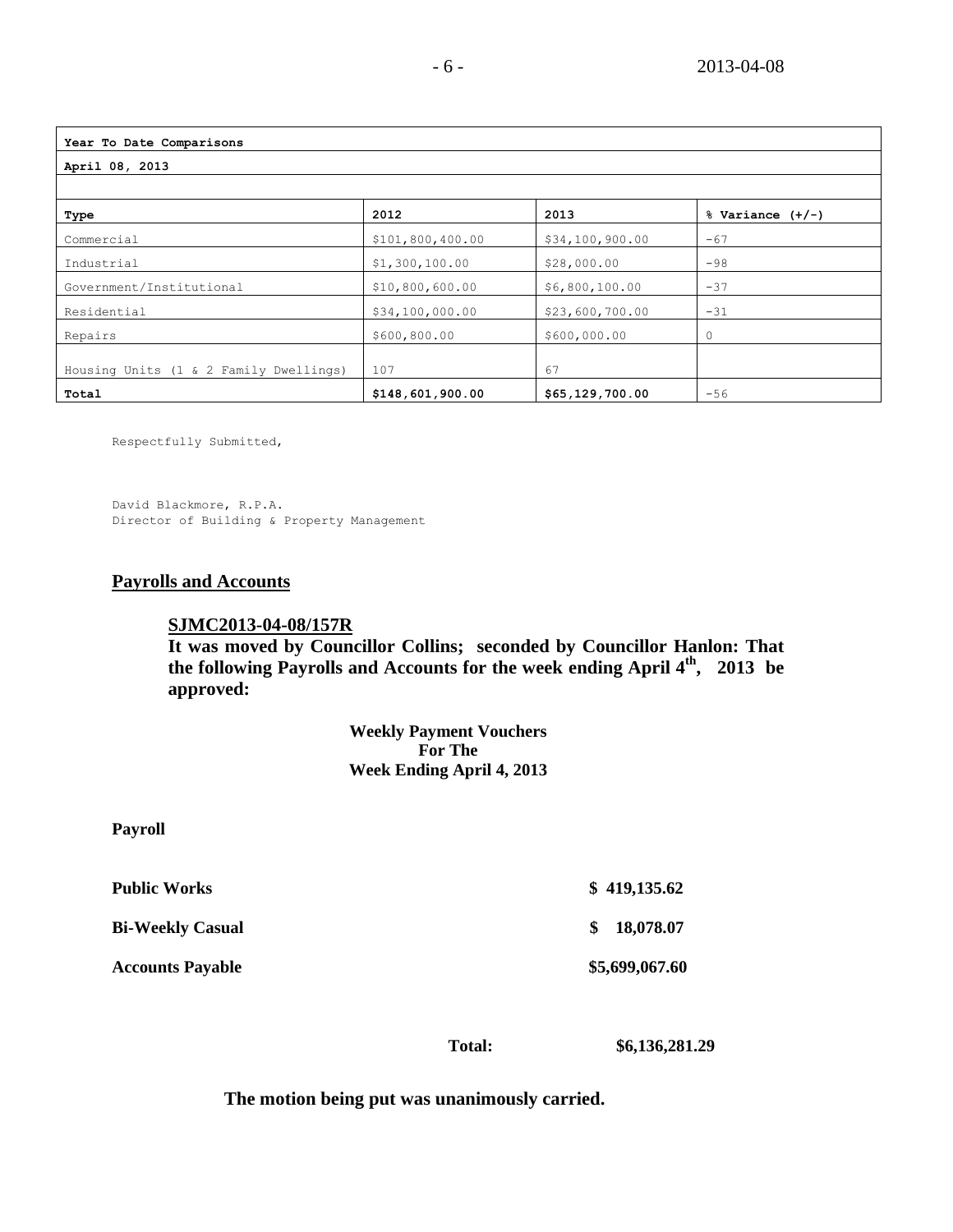| Year To Date Comparisons | | | |
|---|---|---|---|
| April 08, 2013 | | | |
| | | | |
| **Type** | **2012** | **2013** | **% Variance (+/-)** |
| Commercial | $101,800,400.00 | $34,100,900.00 | -67 |
| Industrial | $1,300,100.00 | $28,000.00 | -98 |
| Government/Institutional | $10,800,600.00 | $6,800,100.00 | -37 |
| Residential | $34,100,000.00 | $23,600,700.00 | -31 |
| Repairs | $600,800.00 | $600,000.00 | 0 |
| Housing Units (1 & 2 Family Dwellings) | 107 | 67 | |
| **Total** | **$148,601,900.00** | **$65,129,700.00** | -56 |

Respectfully Submitted,

David Blackmore, R.P.A.
Director of Building & Property Management

## Payrolls and Accounts

**SJMC2013-04-08/157R**

**It was moved by Councillor Collins; seconded by Councillor Hanlon: That the following Payrolls and Accounts for the week ending April 4th, 2013 be approved:**

**Weekly Payment Vouchers**
**For The**
**Week Ending April 4, 2013**

**Payroll**

| | |
|---|---|
| **Public Works** | **$ 419,135.62** |
| **Bi-Weekly Casual** | **$ 18,078.07** |
| **Accounts Payable** | **$5,699,067.60** |
| **Total:** | **$6,136,281.29** |

**The motion being put was unanimously carried.**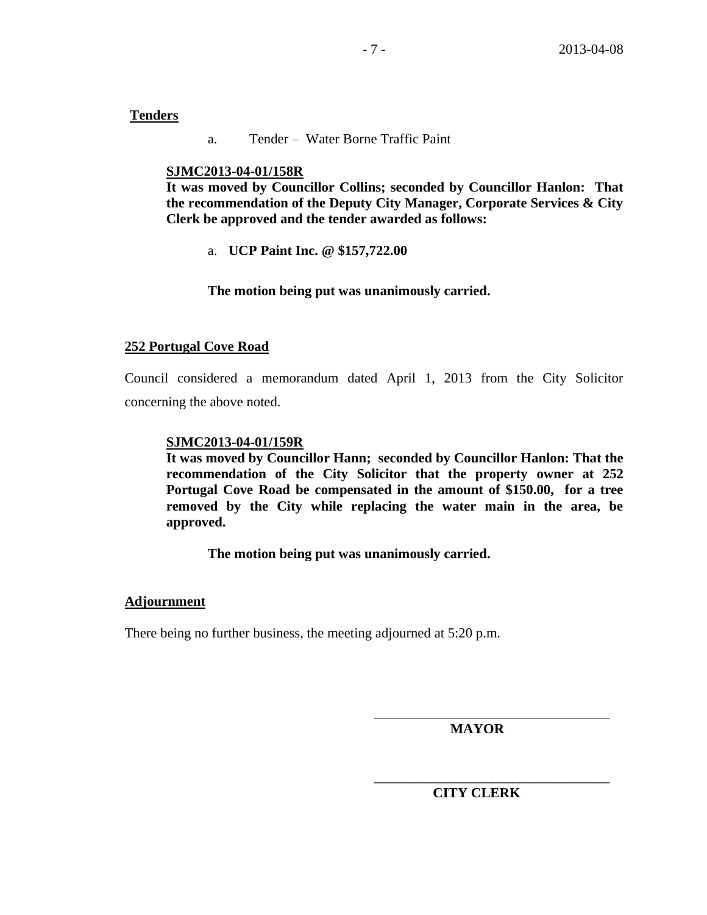**Tenders**

a. Tender – Water Borne Traffic Paint

**SJMC2013-04-01/158R**

**It was moved by Councillor Collins; seconded by Councillor Hanlon: That the recommendation of the Deputy City Manager, Corporate Services & City Clerk be approved and the tender awarded as follows:**

a. **UCP Paint Inc. @ $157,722.00**

**The motion being put was unanimously carried.**

**252 Portugal Cove Road**

Council considered a memorandum dated April 1, 2013 from the City Solicitor concerning the above noted.

**SJMC2013-04-01/159R**

**It was moved by Councillor Hann; seconded by Councillor Hanlon: That the recommendation of the City Solicitor that the property owner at 252 Portugal Cove Road be compensated in the amount of $150.00, for a tree removed by the City while replacing the water main in the area, be approved.**

**The motion being put was unanimously carried.**

**Adjournment**

There being no further business, the meeting adjourned at 5:20 p.m.

\_\_\_\_\_\_\_\_\_\_\_\_\_\_\_\_\_\_\_\_\_\_\_\_\_\_\_\_\_\_\_\_\_\_

**MAYOR**

\_\_\_\_\_\_\_\_\_\_\_\_\_\_\_\_\_\_\_\_\_\_\_\_\_\_\_\_\_\_\_\_\_\_

**CITY CLERK**